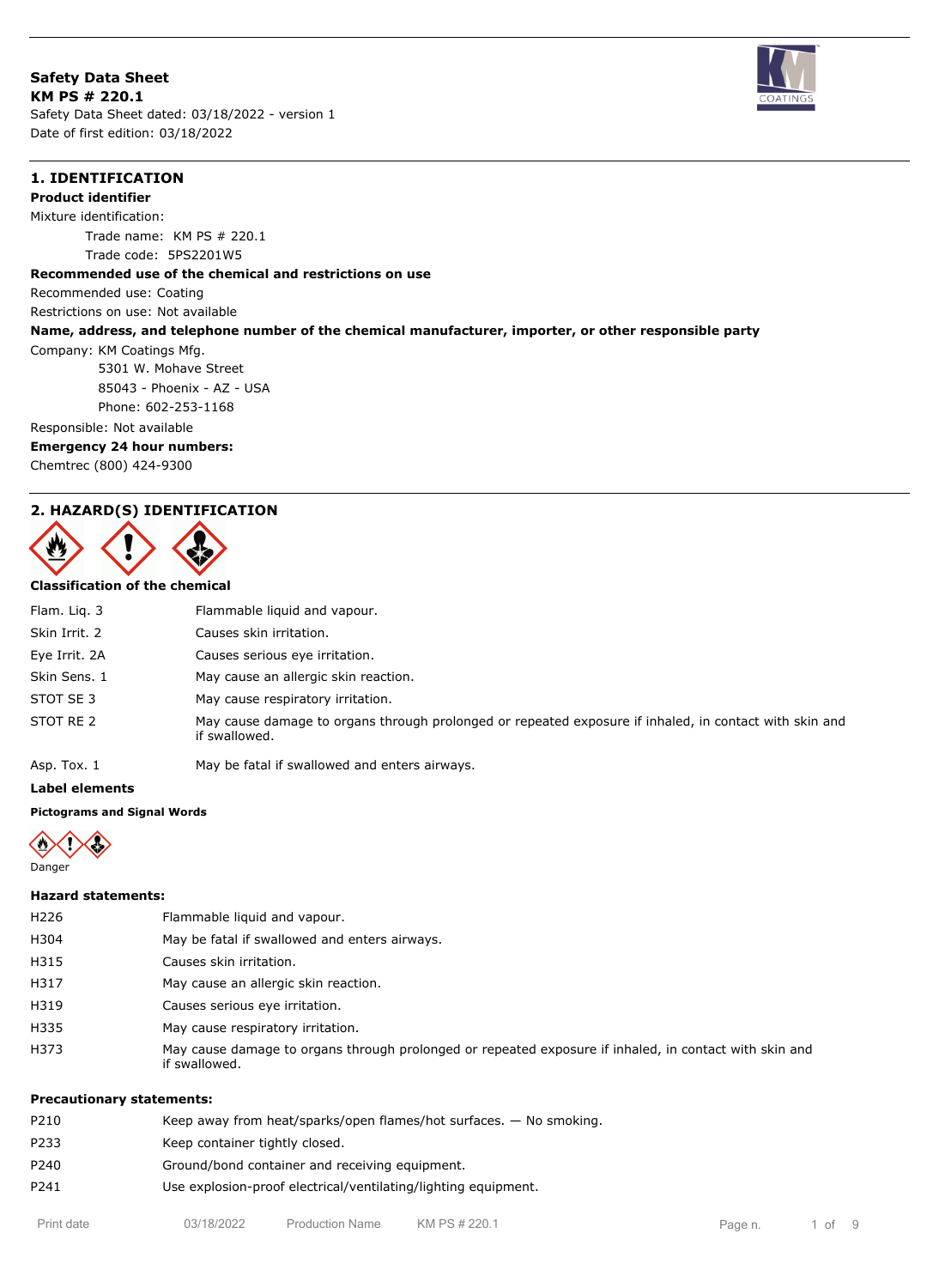# Safety Data Sheet

**KM PS # 220.1**

Safety Data Sheet dated: 03/18/2022 - version 1

Date of first edition: 03/18/2022

## 1. IDENTIFICATION

**Product identifier**

Mixture identification:

Trade name: KM PS # 220.1

Trade code: 5PS2201W5

**Recommended use of the chemical and restrictions on use**

Recommended use: Coating

Restrictions on use: Not available

**Name, address, and telephone number of the chemical manufacturer, importer, or other responsible party**

Company: KM Coatings Mfg.

5301 W. Mohave Street

85043 - Phoenix - AZ - USA

Phone: 602-253-1168

Responsible: Not available

**Emergency 24 hour numbers:**

Chemtrec (800) 424-9300

## 2. HAZARD(S) IDENTIFICATION

**Classification of the chemical**

| | |
|---|---|
| Flam. Liq. 3 | Flammable liquid and vapour. |
| Skin Irrit. 2 | Causes skin irritation. |
| Eye Irrit. 2A | Causes serious eye irritation. |
| Skin Sens. 1 | May cause an allergic skin reaction. |
| STOT SE 3 | May cause respiratory irritation. |
| STOT RE 2 | May cause damage to organs through prolonged or repeated exposure if inhaled, in contact with skin and if swallowed. |
| Asp. Tox. 1 | May be fatal if swallowed and enters airways. |

**Label elements**

**Pictograms and Signal Words**

Danger

**Hazard statements:**

| | |
|---|---|
| H226 | Flammable liquid and vapour. |
| H304 | May be fatal if swallowed and enters airways. |
| H315 | Causes skin irritation. |
| H317 | May cause an allergic skin reaction. |
| H319 | Causes serious eye irritation. |
| H335 | May cause respiratory irritation. |
| H373 | May cause damage to organs through prolonged or repeated exposure if inhaled, in contact with skin and if swallowed. |

**Precautionary statements:**

| | |
|---|---|
| P210 | Keep away from heat/sparks/open flames/hot surfaces. — No smoking. |
| P233 | Keep container tightly closed. |
| P240 | Ground/bond container and receiving equipment. |
| P241 | Use explosion-proof electrical/ventilating/lighting equipment. |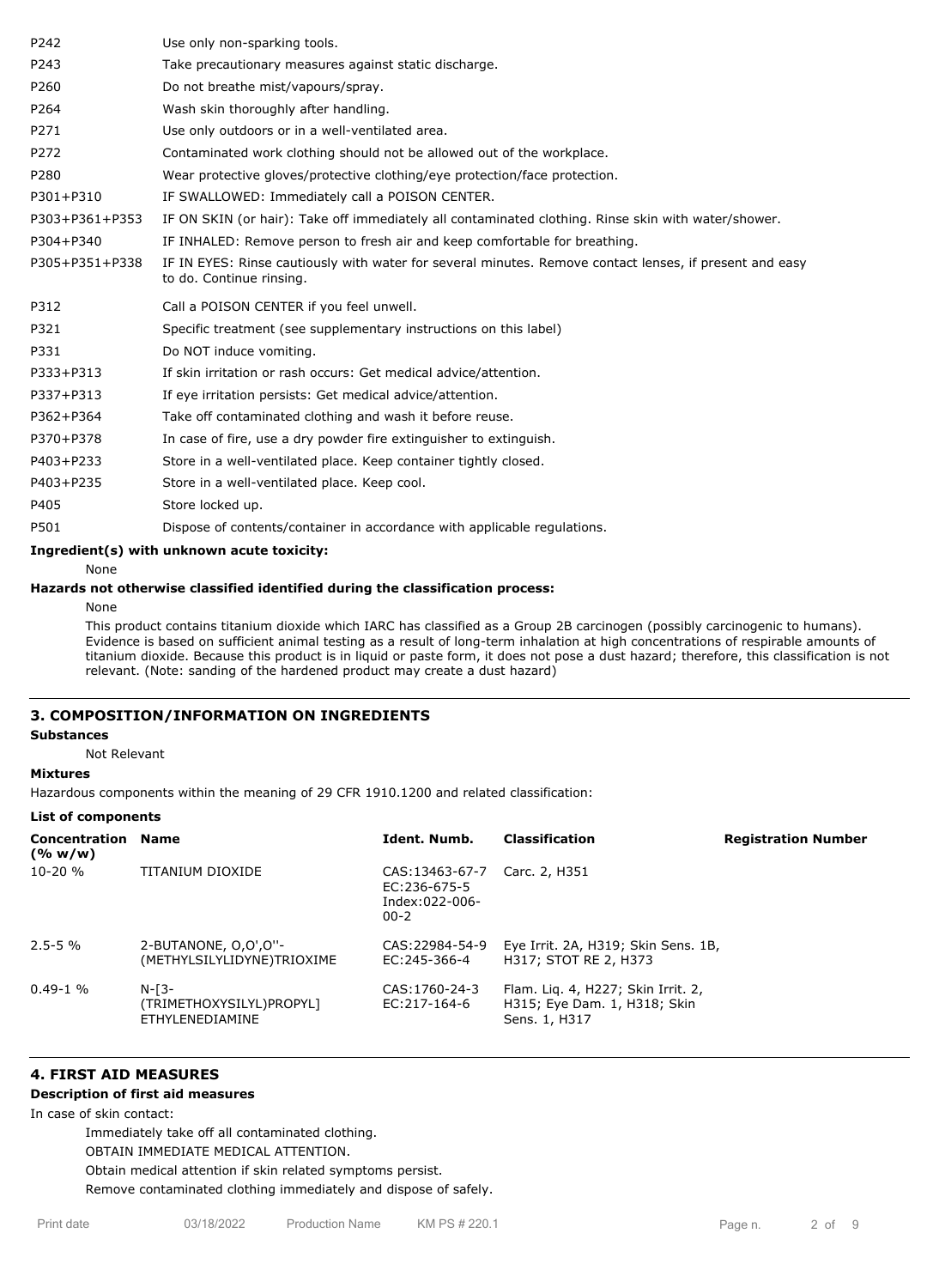| | |
|---|---|
| P242 | Use only non-sparking tools. |
| P243 | Take precautionary measures against static discharge. |
| P260 | Do not breathe mist/vapours/spray. |
| P264 | Wash skin thoroughly after handling. |
| P271 | Use only outdoors or in a well-ventilated area. |
| P272 | Contaminated work clothing should not be allowed out of the workplace. |
| P280 | Wear protective gloves/protective clothing/eye protection/face protection. |
| P301+P310 | IF SWALLOWED: Immediately call a POISON CENTER. |
| P303+P361+P353 | IF ON SKIN (or hair): Take off immediately all contaminated clothing. Rinse skin with water/shower. |
| P304+P340 | IF INHALED: Remove person to fresh air and keep comfortable for breathing. |
| P305+P351+P338 | IF IN EYES: Rinse cautiously with water for several minutes. Remove contact lenses, if present and easy to do. Continue rinsing. |
| P312 | Call a POISON CENTER if you feel unwell. |
| P321 | Specific treatment (see supplementary instructions on this label) |
| P331 | Do NOT induce vomiting. |
| P333+P313 | If skin irritation or rash occurs: Get medical advice/attention. |
| P337+P313 | If eye irritation persists: Get medical advice/attention. |
| P362+P364 | Take off contaminated clothing and wash it before reuse. |
| P370+P378 | In case of fire, use a dry powder fire extinguisher to extinguish. |
| P403+P233 | Store in a well-ventilated place. Keep container tightly closed. |
| P403+P235 | Store in a well-ventilated place. Keep cool. |
| P405 | Store locked up. |
| P501 | Dispose of contents/container in accordance with applicable regulations. |

**Ingredient(s) with unknown acute toxicity:**

None

**Hazards not otherwise classified identified during the classification process:**

None

This product contains titanium dioxide which IARC has classified as a Group 2B carcinogen (possibly carcinogenic to humans). Evidence is based on sufficient animal testing as a result of long-term inhalation at high concentrations of respirable amounts of titanium dioxide. Because this product is in liquid or paste form, it does not pose a dust hazard; therefore, this classification is not relevant. (Note: sanding of the hardened product may create a dust hazard)

## 3. COMPOSITION/INFORMATION ON INGREDIENTS

**Substances**

Not Relevant

**Mixtures**

Hazardous components within the meaning of 29 CFR 1910.1200 and related classification:

**List of components**

| Concentration (% w/w) | Name | Ident. Numb. | Classification | Registration Number |
|---|---|---|---|---|
| 10-20 % | TITANIUM DIOXIDE | CAS:13463-67-7 EC:236-675-5 Index:022-006-00-2 | Carc. 2, H351 | |
| 2.5-5 % | 2-BUTANONE, O,O',O''-(METHYLSILYLIDYNE)TRIOXIME | CAS:22984-54-9 EC:245-366-4 | Eye Irrit. 2A, H319; Skin Sens. 1B, H317; STOT RE 2, H373 | |
| 0.49-1 % | N-[3-(TRIMETHOXYSILYL)PROPYL] ETHYLENEDIAMINE | CAS:1760-24-3 EC:217-164-6 | Flam. Liq. 4, H227; Skin Irrit. 2, H315; Eye Dam. 1, H318; Skin Sens. 1, H317 | |

## 4. FIRST AID MEASURES

**Description of first aid measures**

In case of skin contact:

Immediately take off all contaminated clothing.
OBTAIN IMMEDIATE MEDICAL ATTENTION.
Obtain medical attention if skin related symptoms persist.
Remove contaminated clothing immediately and dispose of safely.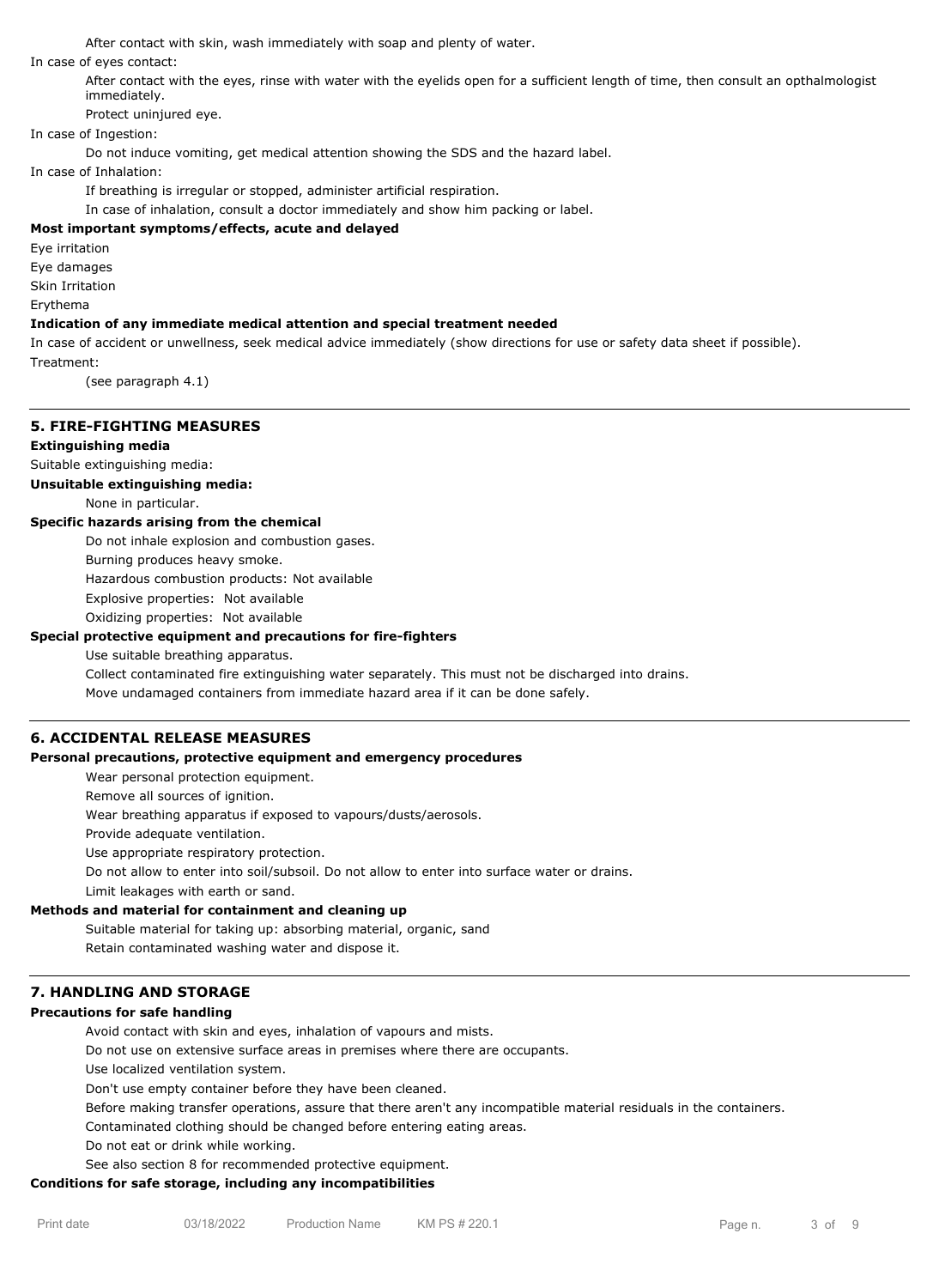After contact with skin, wash immediately with soap and plenty of water.

In case of eyes contact:

After contact with the eyes, rinse with water with the eyelids open for a sufficient length of time, then consult an opthalmologist immediately.

Protect uninjured eye.

In case of Ingestion:

Do not induce vomiting, get medical attention showing the SDS and the hazard label.

In case of Inhalation:

If breathing is irregular or stopped, administer artificial respiration.

In case of inhalation, consult a doctor immediately and show him packing or label.

**Most important symptoms/effects, acute and delayed**

Eye irritation

Eye damages

Skin Irritation

Erythema

**Indication of any immediate medical attention and special treatment needed**

In case of accident or unwellness, seek medical advice immediately (show directions for use or safety data sheet if possible).

Treatment:

(see paragraph 4.1)

## 5. FIRE-FIGHTING MEASURES

**Extinguishing media**

Suitable extinguishing media:

**Unsuitable extinguishing media:**

None in particular.

**Specific hazards arising from the chemical**

Do not inhale explosion and combustion gases.

Burning produces heavy smoke.

Hazardous combustion products: Not available

Explosive properties: Not available

Oxidizing properties: Not available

**Special protective equipment and precautions for fire-fighters**

Use suitable breathing apparatus.

Collect contaminated fire extinguishing water separately. This must not be discharged into drains.

Move undamaged containers from immediate hazard area if it can be done safely.

## 6. ACCIDENTAL RELEASE MEASURES

**Personal precautions, protective equipment and emergency procedures**

Wear personal protection equipment.

Remove all sources of ignition.

Wear breathing apparatus if exposed to vapours/dusts/aerosols.

Provide adequate ventilation.

Use appropriate respiratory protection.

Do not allow to enter into soil/subsoil. Do not allow to enter into surface water or drains.

Limit leakages with earth or sand.

**Methods and material for containment and cleaning up**

Suitable material for taking up: absorbing material, organic, sand

Retain contaminated washing water and dispose it.

## 7. HANDLING AND STORAGE

**Precautions for safe handling**

Avoid contact with skin and eyes, inhalation of vapours and mists.

Do not use on extensive surface areas in premises where there are occupants.

Use localized ventilation system.

Don't use empty container before they have been cleaned.

Before making transfer operations, assure that there aren't any incompatible material residuals in the containers.

Contaminated clothing should be changed before entering eating areas.

Do not eat or drink while working.

See also section 8 for recommended protective equipment.

**Conditions for safe storage, including any incompatibilities**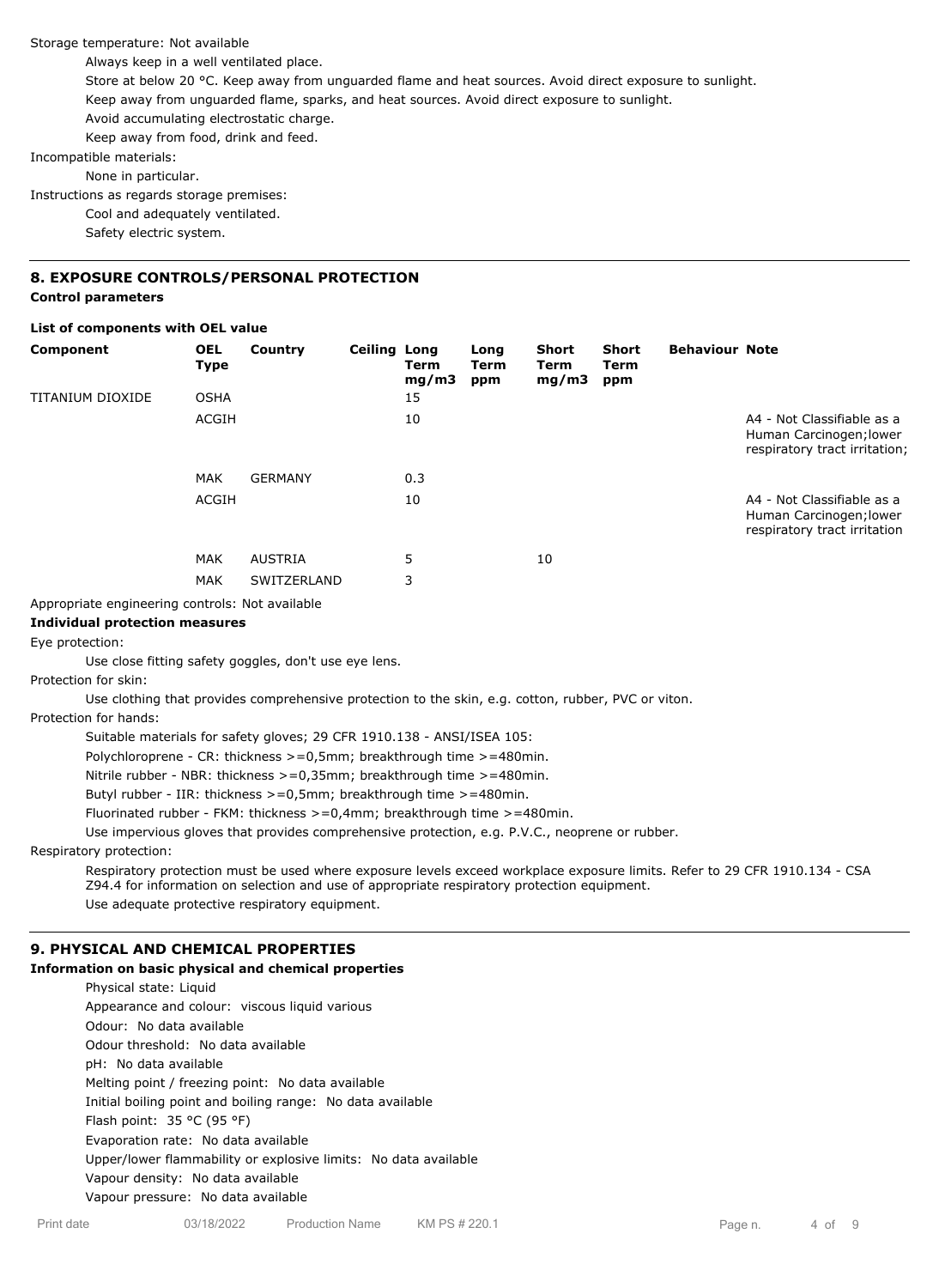Storage temperature: Not available

Always keep in a well ventilated place.

Store at below 20 °C. Keep away from unguarded flame and heat sources. Avoid direct exposure to sunlight.

Keep away from unguarded flame, sparks, and heat sources. Avoid direct exposure to sunlight.

Avoid accumulating electrostatic charge.

Keep away from food, drink and feed.

Incompatible materials:

None in particular.

Instructions as regards storage premises:

Cool and adequately ventilated.

Safety electric system.

## 8. EXPOSURE CONTROLS/PERSONAL PROTECTION

**Control parameters**

**List of components with OEL value**

| Component | OEL Type | Country | Ceiling | Long Term mg/m3 | Long Term ppm | Short Term mg/m3 | Short Term ppm | Behaviour | Note |
|---|---|---|---|---|---|---|---|---|---|
| TITANIUM DIOXIDE | OSHA | | | 15 | | | | | |
| | ACGIH | | | 10 | | | | | A4 - Not Classifiable as a Human Carcinogen;lower respiratory tract irritation; |
| | MAK | GERMANY | | 0.3 | | | | | |
| | ACGIH | | | 10 | | | | | A4 - Not Classifiable as a Human Carcinogen;lower respiratory tract irritation |
| | MAK | AUSTRIA | | 5 | | 10 | | | |
| | MAK | SWITZERLAND | | 3 | | | | | |

Appropriate engineering controls: Not available

**Individual protection measures**

Eye protection:

Use close fitting safety goggles, don't use eye lens.

Protection for skin:

Use clothing that provides comprehensive protection to the skin, e.g. cotton, rubber, PVC or viton.

Protection for hands:

Suitable materials for safety gloves; 29 CFR 1910.138 - ANSI/ISEA 105:

Polychloroprene - CR: thickness >=0,5mm; breakthrough time >=480min.

Nitrile rubber - NBR: thickness >=0,35mm; breakthrough time >=480min.

Butyl rubber - IIR: thickness >=0,5mm; breakthrough time >=480min.

Fluorinated rubber - FKM: thickness >=0,4mm; breakthrough time >=480min.

Use impervious gloves that provides comprehensive protection, e.g. P.V.C., neoprene or rubber.

Respiratory protection:

Respiratory protection must be used where exposure levels exceed workplace exposure limits. Refer to 29 CFR 1910.134 - CSA Z94.4 for information on selection and use of appropriate respiratory protection equipment.

Use adequate protective respiratory equipment.

## 9. PHYSICAL AND CHEMICAL PROPERTIES

**Information on basic physical and chemical properties**

Physical state: Liquid

Appearance and colour: viscous liquid various

Odour: No data available

Odour threshold: No data available

pH: No data available

Melting point / freezing point: No data available

Initial boiling point and boiling range: No data available

Flash point: 35 °C (95 °F)

Evaporation rate: No data available

Upper/lower flammability or explosive limits: No data available

Vapour density: No data available

Vapour pressure: No data available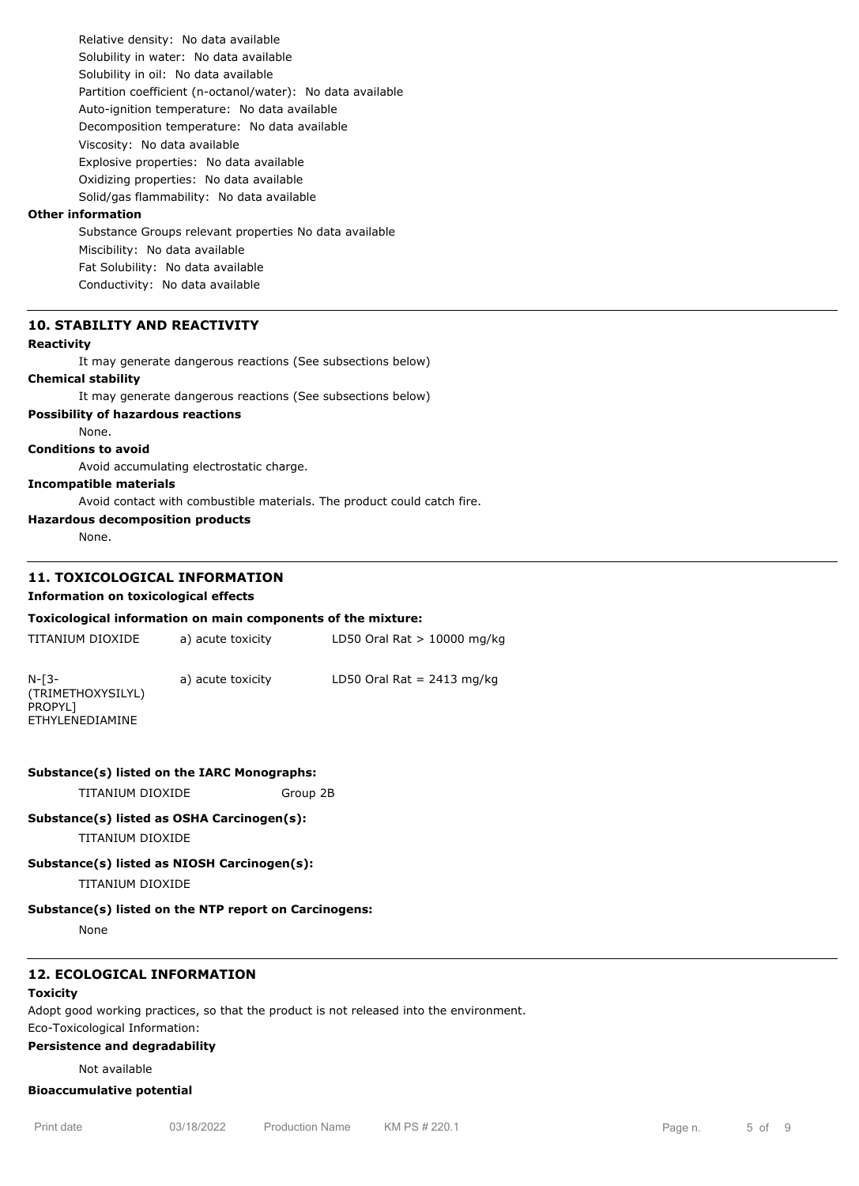Relative density: No data available
Solubility in water: No data available
Solubility in oil: No data available
Partition coefficient (n-octanol/water): No data available
Auto-ignition temperature: No data available
Decomposition temperature: No data available
Viscosity: No data available
Explosive properties: No data available
Oxidizing properties: No data available
Solid/gas flammability: No data available

**Other information**

Substance Groups relevant properties No data available
Miscibility: No data available
Fat Solubility: No data available
Conductivity: No data available

## 10. STABILITY AND REACTIVITY

**Reactivity**

It may generate dangerous reactions (See subsections below)

**Chemical stability**

It may generate dangerous reactions (See subsections below)

**Possibility of hazardous reactions**

None.

**Conditions to avoid**

Avoid accumulating electrostatic charge.

**Incompatible materials**

Avoid contact with combustible materials. The product could catch fire.

**Hazardous decomposition products**

None.

## 11. TOXICOLOGICAL INFORMATION

**Information on toxicological effects**

**Toxicological information on main components of the mixture:**

| | | |
|---|---|---|
| TITANIUM DIOXIDE | a) acute toxicity | LD50 Oral Rat > 10000 mg/kg |
| N-[3-(TRIMETHOXYSILYL) PROPYL] ETHYLENEDIAMINE | a) acute toxicity | LD50 Oral Rat = 2413 mg/kg |

**Substance(s) listed on the IARC Monographs:**

TITANIUM DIOXIDE Group 2B

**Substance(s) listed as OSHA Carcinogen(s):**

TITANIUM DIOXIDE

**Substance(s) listed as NIOSH Carcinogen(s):**

TITANIUM DIOXIDE

**Substance(s) listed on the NTP report on Carcinogens:**

None

## 12. ECOLOGICAL INFORMATION

**Toxicity**

Adopt good working practices, so that the product is not released into the environment.
Eco-Toxicological Information:

**Persistence and degradability**

Not available

**Bioaccumulative potential**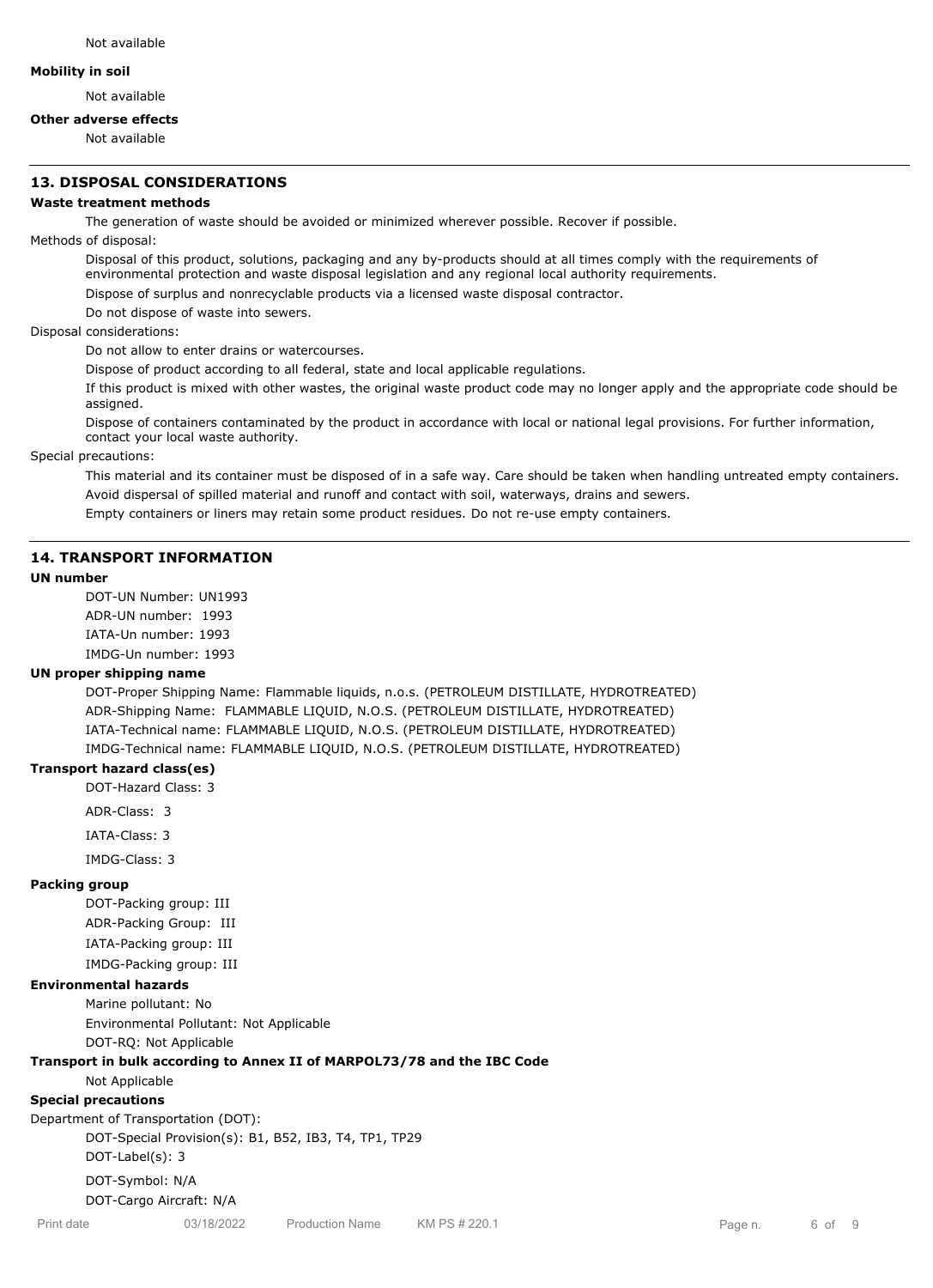Not available

**Mobility in soil**

Not available

**Other adverse effects**

Not available

## 13. DISPOSAL CONSIDERATIONS

**Waste treatment methods**

The generation of waste should be avoided or minimized wherever possible. Recover if possible.

Methods of disposal:

Disposal of this product, solutions, packaging and any by-products should at all times comply with the requirements of environmental protection and waste disposal legislation and any regional local authority requirements.

Dispose of surplus and nonrecyclable products via a licensed waste disposal contractor.

Do not dispose of waste into sewers.

Disposal considerations:

Do not allow to enter drains or watercourses.

Dispose of product according to all federal, state and local applicable regulations.

If this product is mixed with other wastes, the original waste product code may no longer apply and the appropriate code should be assigned.

Dispose of containers contaminated by the product in accordance with local or national legal provisions. For further information, contact your local waste authority.

Special precautions:

This material and its container must be disposed of in a safe way. Care should be taken when handling untreated empty containers.

Avoid dispersal of spilled material and runoff and contact with soil, waterways, drains and sewers.

Empty containers or liners may retain some product residues. Do not re-use empty containers.

## 14. TRANSPORT INFORMATION

**UN number**

DOT-UN Number: UN1993

ADR-UN number: 1993

IATA-Un number: 1993

IMDG-Un number: 1993

**UN proper shipping name**

DOT-Proper Shipping Name: Flammable liquids, n.o.s. (PETROLEUM DISTILLATE, HYDROTREATED)

ADR-Shipping Name: FLAMMABLE LIQUID, N.O.S. (PETROLEUM DISTILLATE, HYDROTREATED)

IATA-Technical name: FLAMMABLE LIQUID, N.O.S. (PETROLEUM DISTILLATE, HYDROTREATED)

IMDG-Technical name: FLAMMABLE LIQUID, N.O.S. (PETROLEUM DISTILLATE, HYDROTREATED)

**Transport hazard class(es)**

DOT-Hazard Class: 3

ADR-Class: 3

IATA-Class: 3

IMDG-Class: 3

**Packing group**

DOT-Packing group: III

ADR-Packing Group: III

IATA-Packing group: III

IMDG-Packing group: III

**Environmental hazards**

Marine pollutant: No

Environmental Pollutant: Not Applicable

DOT-RQ: Not Applicable

**Transport in bulk according to Annex II of MARPOL73/78 and the IBC Code**

Not Applicable

**Special precautions**

Department of Transportation (DOT):

DOT-Special Provision(s): B1, B52, IB3, T4, TP1, TP29

DOT-Label(s): 3

DOT-Symbol: N/A

DOT-Cargo Aircraft: N/A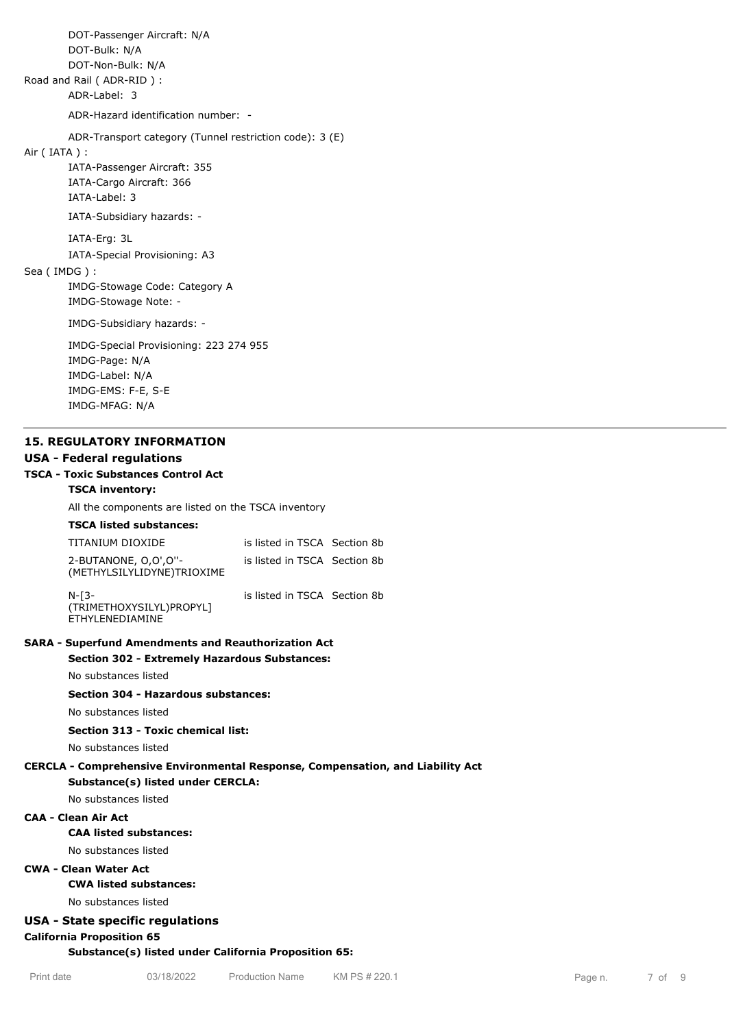DOT-Passenger Aircraft: N/A
DOT-Bulk: N/A
DOT-Non-Bulk: N/A

Road and Rail ( ADR-RID ) :

ADR-Label: 3

ADR-Hazard identification number: -

ADR-Transport category (Tunnel restriction code): 3 (E)

Air ( IATA ) :

IATA-Passenger Aircraft: 355
IATA-Cargo Aircraft: 366
IATA-Label: 3

IATA-Subsidiary hazards: -

IATA-Erg: 3L
IATA-Special Provisioning: A3

Sea ( IMDG ) :

IMDG-Stowage Code: Category A
IMDG-Stowage Note: -

IMDG-Subsidiary hazards: -

IMDG-Special Provisioning: 223 274 955
IMDG-Page: N/A
IMDG-Label: N/A
IMDG-EMS: F-E, S-E
IMDG-MFAG: N/A

## 15. REGULATORY INFORMATION

### USA - Federal regulations

**TSCA - Toxic Substances Control Act**

**TSCA inventory:**

All the components are listed on the TSCA inventory

**TSCA listed substances:**

| | |
|---|---|
| TITANIUM DIOXIDE | is listed in TSCA Section 8b |
| 2-BUTANONE, O,O',O''-(METHYLSILYLIDYNE)TRIOXIME | is listed in TSCA Section 8b |
| N-[3-(TRIMETHOXYSILYL)PROPYL] ETHYLENEDIAMINE | is listed in TSCA Section 8b |

**SARA - Superfund Amendments and Reauthorization Act**

**Section 302 - Extremely Hazardous Substances:**

No substances listed

**Section 304 - Hazardous substances:**

No substances listed

**Section 313 - Toxic chemical list:**

No substances listed

**CERCLA - Comprehensive Environmental Response, Compensation, and Liability Act**

**Substance(s) listed under CERCLA:**

No substances listed

**CAA - Clean Air Act**

**CAA listed substances:**

No substances listed

**CWA - Clean Water Act**

**CWA listed substances:**

No substances listed

### USA - State specific regulations

**California Proposition 65**

**Substance(s) listed under California Proposition 65:**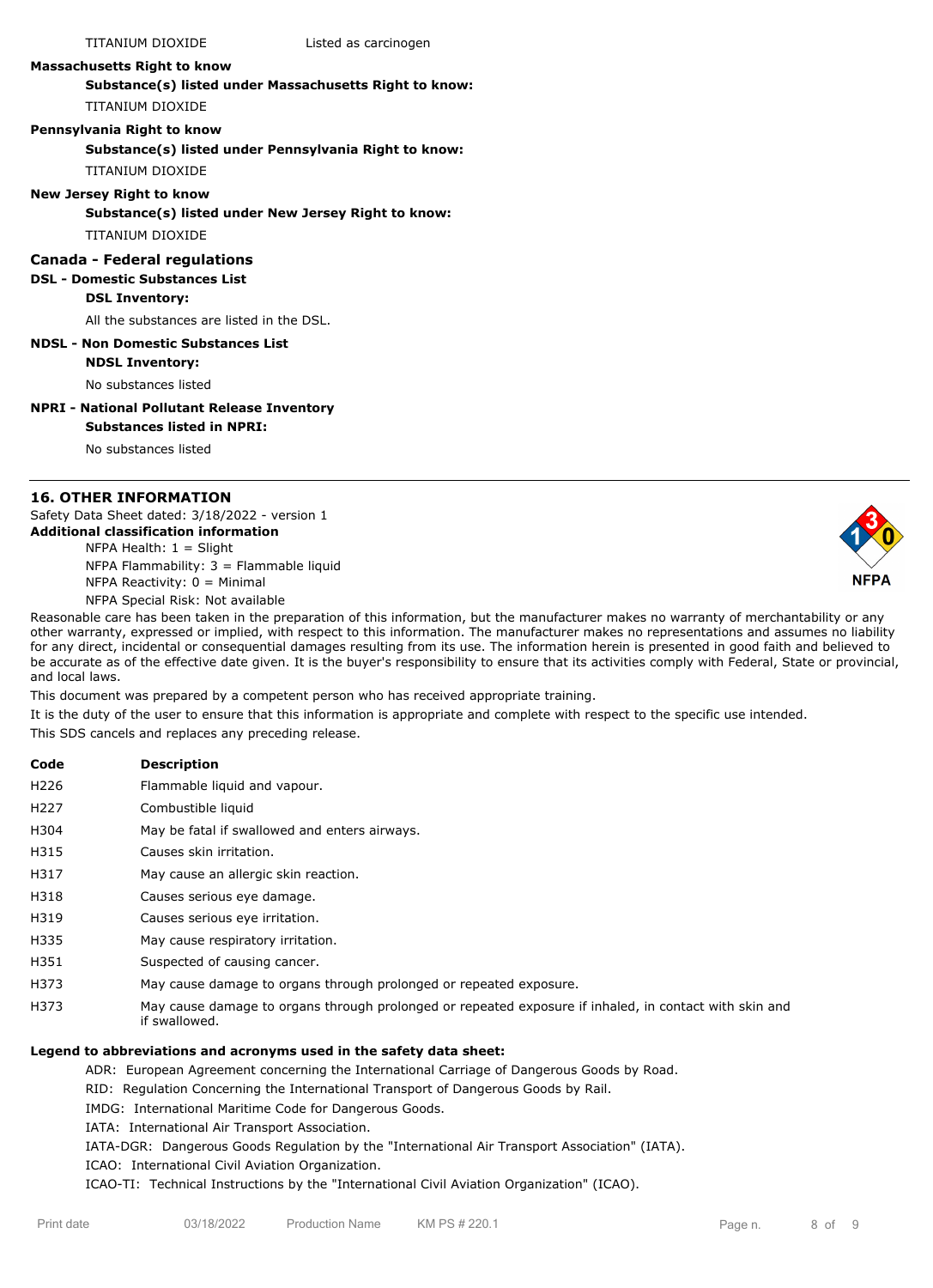TITANIUM DIOXIDE Listed as carcinogen

**Massachusetts Right to know**

**Substance(s) listed under Massachusetts Right to know:**

TITANIUM DIOXIDE

**Pennsylvania Right to know**

**Substance(s) listed under Pennsylvania Right to know:**

TITANIUM DIOXIDE

**New Jersey Right to know**

**Substance(s) listed under New Jersey Right to know:**

TITANIUM DIOXIDE

## Canada - Federal regulations

**DSL - Domestic Substances List**

**DSL Inventory:**

All the substances are listed in the DSL.

**NDSL - Non Domestic Substances List**

**NDSL Inventory:**

No substances listed

**NPRI - National Pollutant Release Inventory**

**Substances listed in NPRI:**

No substances listed

## 16. OTHER INFORMATION

Safety Data Sheet dated: 3/18/2022 - version 1

**Additional classification information**

NFPA Health: 1 = Slight
NFPA Flammability: 3 = Flammable liquid
NFPA Reactivity: 0 = Minimal
NFPA Special Risk: Not available

Reasonable care has been taken in the preparation of this information, but the manufacturer makes no warranty of merchantability or any other warranty, expressed or implied, with respect to this information. The manufacturer makes no representations and assumes no liability for any direct, incidental or consequential damages resulting from its use. The information herein is presented in good faith and believed to be accurate as of the effective date given. It is the buyer's responsibility to ensure that its activities comply with Federal, State or provincial, and local laws.

This document was prepared by a competent person who has received appropriate training.

It is the duty of the user to ensure that this information is appropriate and complete with respect to the specific use intended.

This SDS cancels and replaces any preceding release.

| Code | Description |
|---|---|
| H226 | Flammable liquid and vapour. |
| H227 | Combustible liquid |
| H304 | May be fatal if swallowed and enters airways. |
| H315 | Causes skin irritation. |
| H317 | May cause an allergic skin reaction. |
| H318 | Causes serious eye damage. |
| H319 | Causes serious eye irritation. |
| H335 | May cause respiratory irritation. |
| H351 | Suspected of causing cancer. |
| H373 | May cause damage to organs through prolonged or repeated exposure. |
| H373 | May cause damage to organs through prolonged or repeated exposure if inhaled, in contact with skin and if swallowed. |

**Legend to abbreviations and acronyms used in the safety data sheet:**

ADR: European Agreement concerning the International Carriage of Dangerous Goods by Road.
RID: Regulation Concerning the International Transport of Dangerous Goods by Rail.
IMDG: International Maritime Code for Dangerous Goods.
IATA: International Air Transport Association.
IATA-DGR: Dangerous Goods Regulation by the "International Air Transport Association" (IATA).
ICAO: International Civil Aviation Organization.
ICAO-TI: Technical Instructions by the "International Civil Aviation Organization" (ICAO).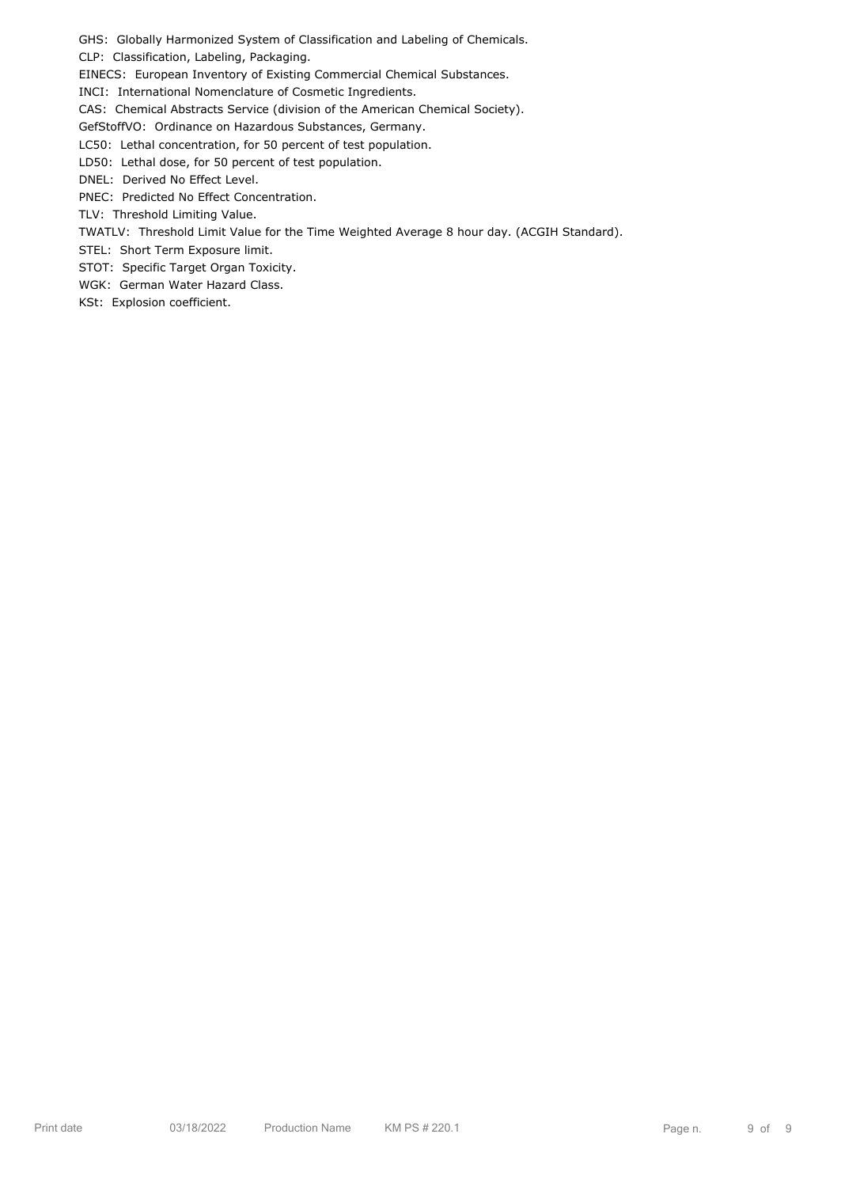GHS: Globally Harmonized System of Classification and Labeling of Chemicals.

CLP: Classification, Labeling, Packaging.

EINECS: European Inventory of Existing Commercial Chemical Substances.

INCI: International Nomenclature of Cosmetic Ingredients.

CAS: Chemical Abstracts Service (division of the American Chemical Society).

GefStoffVO: Ordinance on Hazardous Substances, Germany.

LC50: Lethal concentration, for 50 percent of test population.

LD50: Lethal dose, for 50 percent of test population.

DNEL: Derived No Effect Level.

PNEC: Predicted No Effect Concentration.

TLV: Threshold Limiting Value.

TWATLV: Threshold Limit Value for the Time Weighted Average 8 hour day. (ACGIH Standard).

STEL: Short Term Exposure limit.

STOT: Specific Target Organ Toxicity.

WGK: German Water Hazard Class.

KSt: Explosion coefficient.